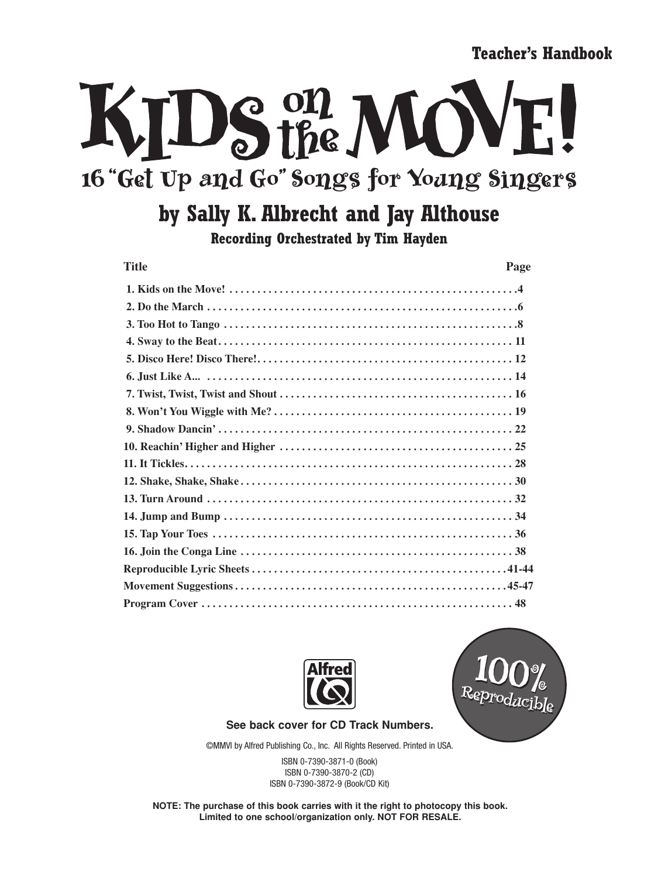**Teacher's Handbook**

# KIDS on the MOVE!

## 16 "Get Up and Go" Songs for Young Singers

## by Sally K. Albrecht and Jay Althouse

**Recording Orchestrated by Tim Hayden**

| Title | Page |
|---|---|
| 1. Kids on the Move! | 4 |
| 2. Do the March | 6 |
| 3. Too Hot to Tango | 8 |
| 4. Sway to the Beat | 11 |
| 5. Disco Here! Disco There! | 12 |
| 6. Just Like A... | 14 |
| 7. Twist, Twist, Twist and Shout | 16 |
| 8. Won't You Wiggle with Me? | 19 |
| 9. Shadow Dancin' | 22 |
| 10. Reachin' Higher and Higher | 25 |
| 11. It Tickles | 28 |
| 12. Shake, Shake, Shake | 30 |
| 13. Turn Around | 32 |
| 14. Jump and Bump | 34 |
| 15. Tap Your Toes | 36 |
| 16. Join the Conga Line | 38 |
| Reproducible Lyric Sheets | 41-44 |
| Movement Suggestions | 45-47 |
| Program Cover | 48 |

Alfred

100% Reproducible

**See back cover for CD Track Numbers.**

©MMVI by Alfred Publishing Co., Inc. All Rights Reserved. Printed in USA.

ISBN 0-7390-3871-0 (Book)
ISBN 0-7390-3870-2 (CD)
ISBN 0-7390-3872-9 (Book/CD Kit)

**NOTE: The purchase of this book carries with it the right to photocopy this book. Limited to one school/organization only. NOT FOR RESALE.**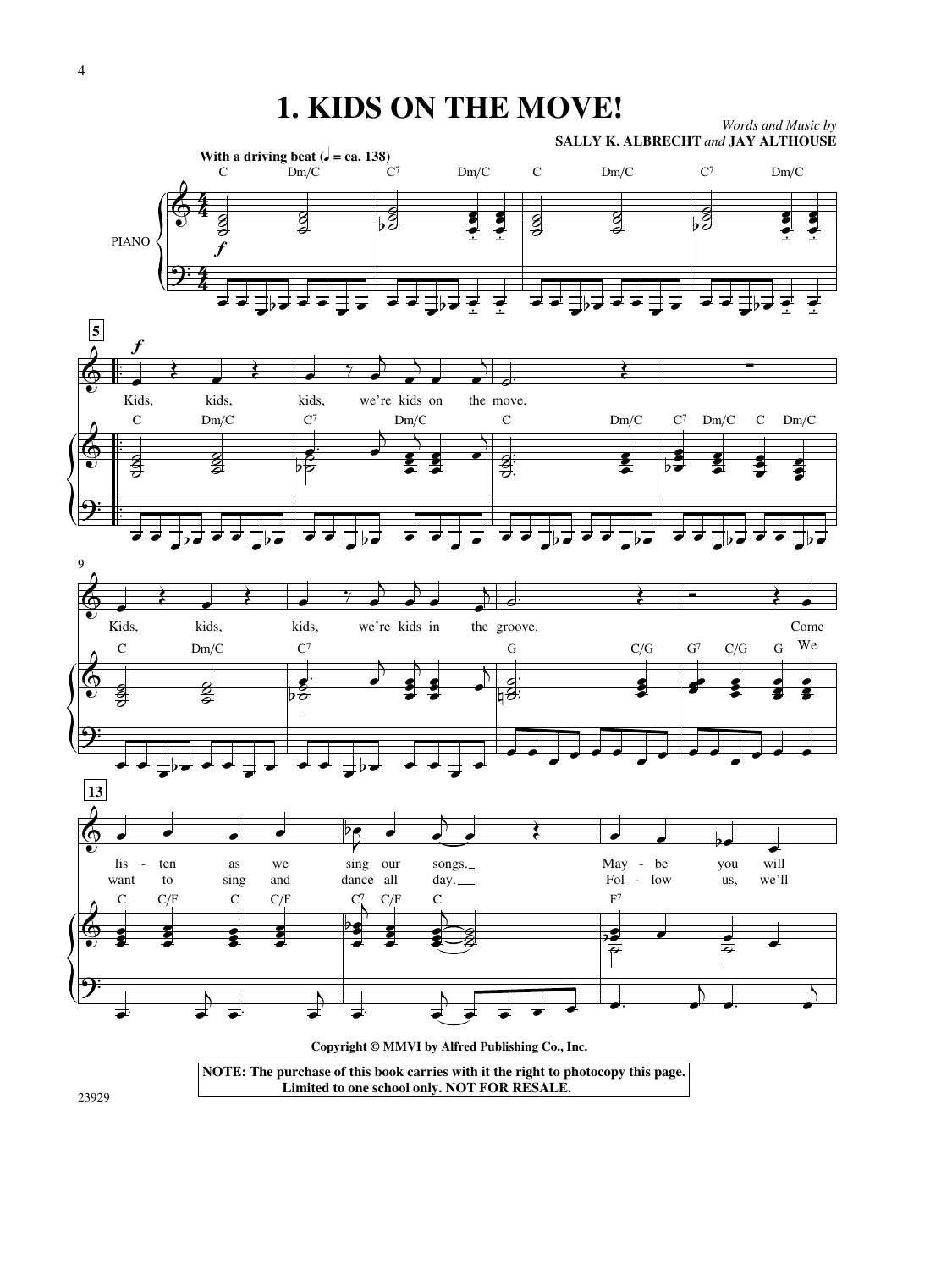# 1. KIDS ON THE MOVE!

*Words and Music by*
**SALLY K. ALBRECHT** *and* **JAY ALTHOUSE**

**With a driving beat** (♩ = ca. 138)

C Dm/C C7 Dm/C C Dm/C C7 Dm/C

PIANO

5

Kids, kids, kids, we're kids on the move.

C Dm/C C7 Dm/C C Dm/C C7 Dm/C C Dm/C

9

Kids, kids, kids, we're kids in the groove. Come / We

C Dm/C C7 G C/G G7 C/G G

13

lis - ten as we sing our songs.
want to sing and dance all day.

May - be you will
Fol - low us, we'll

C C/F C C/F C7 C/F C F7

Copyright © MMVI by Alfred Publishing Co., Inc.

NOTE: The purchase of this book carries with it the right to photocopy this page. Limited to one school only. NOT FOR RESALE.

23929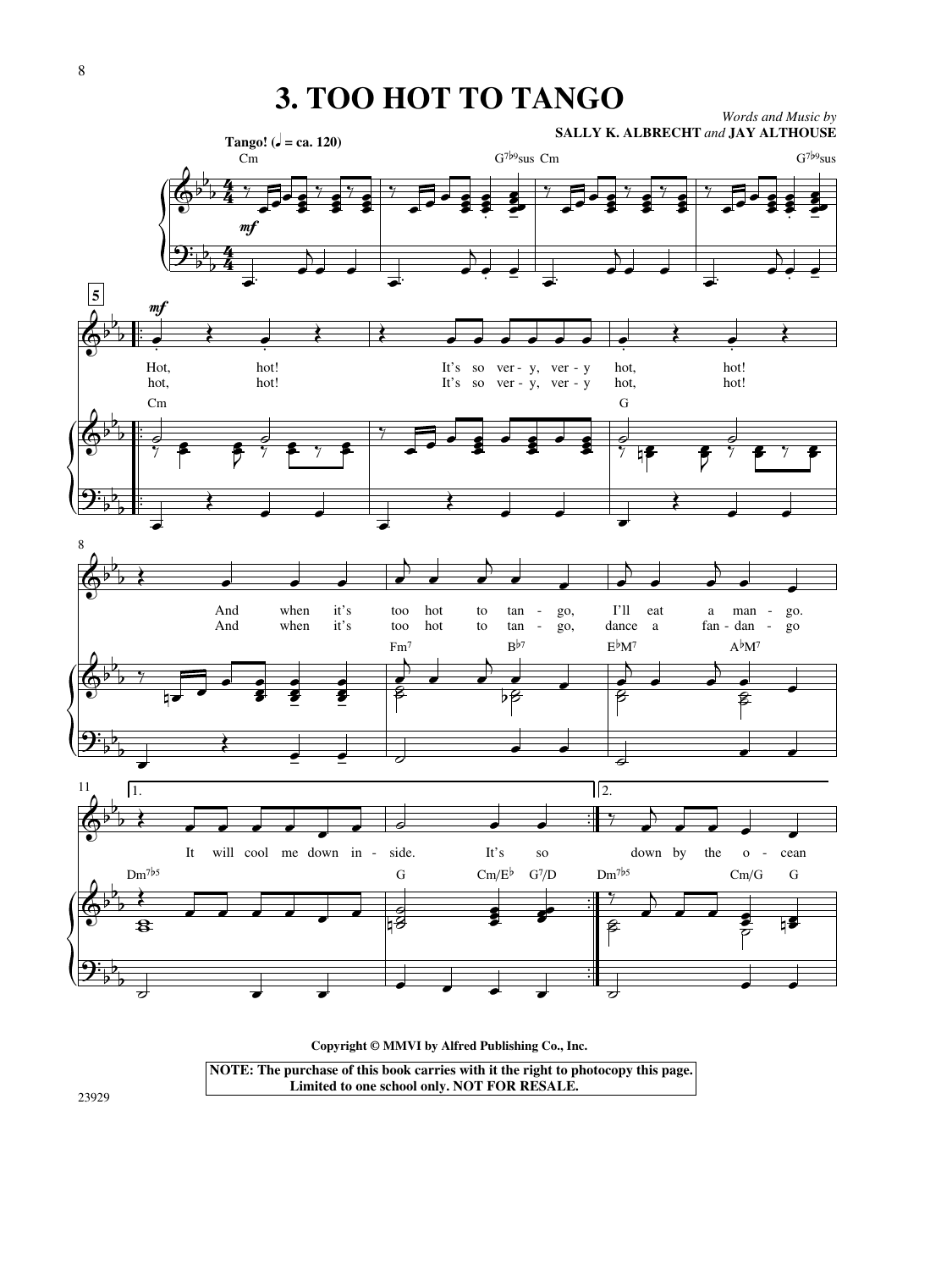# 3. TOO HOT TO TANGO

*Words and Music by*
**SALLY K. ALBRECHT** *and* **JAY ALTHOUSE**

**Tango! (♩ = ca. 120)**

**Copyright © MMVI by Alfred Publishing Co., Inc.**

**NOTE: The purchase of this book carries with it the right to photocopy this page. Limited to one school only. NOT FOR RESALE.**